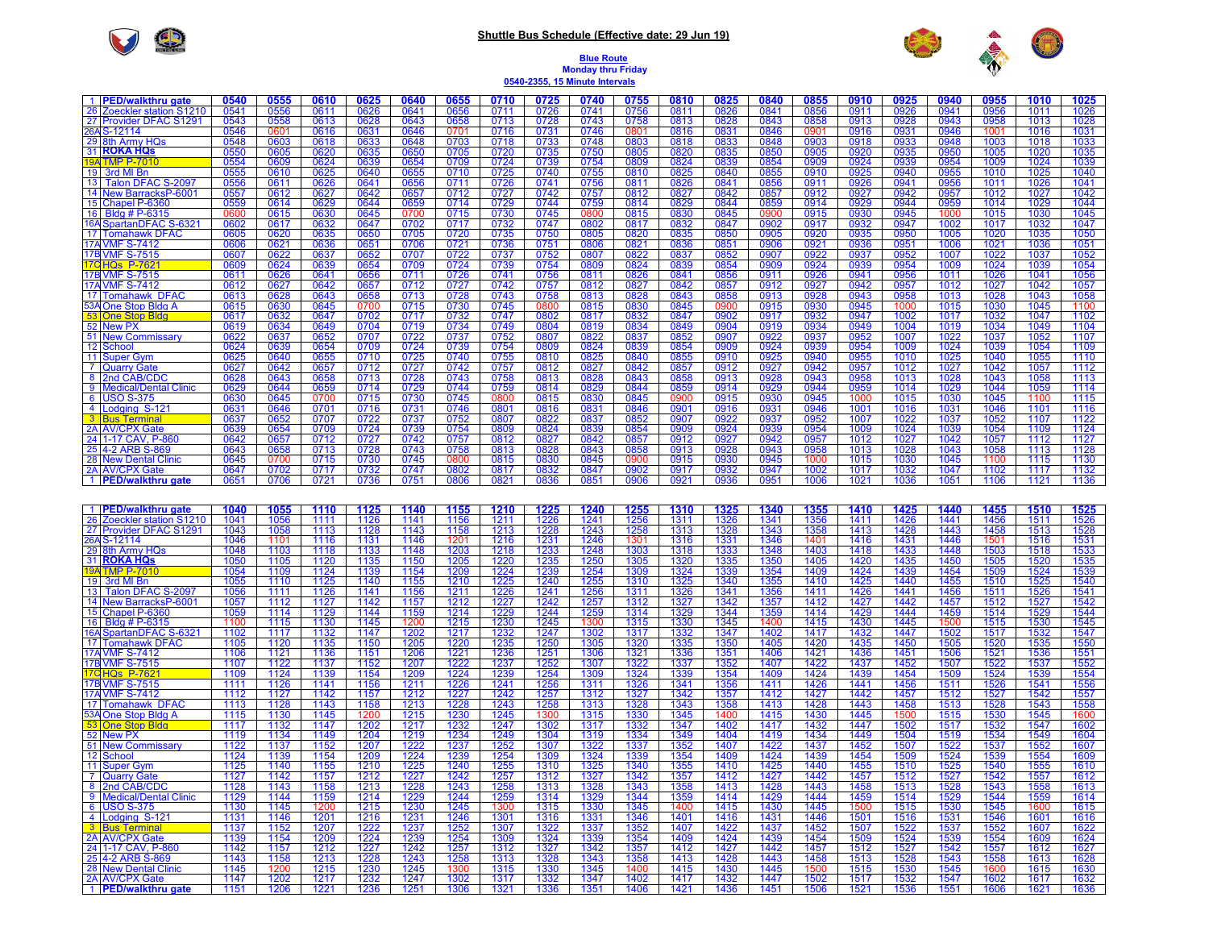# Shuttle Bus Schedule (Effective date: 29 Jun 19)

**Blue Route**
**Monday thru Friday**
**0540-2355, 15 Minute Intervals**

| # | Stop | 0540 | 0555 | 0610 | 0625 | 0640 | 0655 | 0710 | 0725 | 0740 | 0755 | 0810 | 0825 | 0840 | 0855 | 0910 | 0925 | 0940 | 0955 | 1010 | 1025 |
|---|---|---|---|---|---|---|---|---|---|---|---|---|---|---|---|---|---|---|---|---|---|
| 1 | **PED/walkthru gate** | 0540 | 0555 | 0610 | 0625 | 0640 | 0655 | 0710 | 0725 | 0740 | 0755 | 0810 | 0825 | 0840 | 0855 | 0910 | 0925 | 0940 | 0955 | 1010 | 1025 |
| 26 | Zoeckler station S1210 | 0541 | 0556 | 0611 | 0626 | 0641 | 0656 | 0711 | 0726 | 0741 | 0756 | 0811 | 0826 | 0841 | 0856 | 0911 | 0926 | 0941 | 0956 | 1011 | 1026 |
| 27 | Provider DFAC S1291 | 0543 | 0558 | 0613 | 0628 | 0643 | 0658 | 0713 | 0728 | 0743 | 0758 | 0813 | 0828 | 0843 | 0858 | 0913 | 0928 | 0943 | 0958 | 1013 | 1028 |
| 26A | S-12114 | 0546 | 0601 | 0616 | 0631 | 0646 | 0701 | 0716 | 0731 | 0746 | 0801 | 0816 | 0831 | 0846 | 0901 | 0916 | 0931 | 0946 | 1001 | 1016 | 1031 |
| 29 | 8th Army HQs | 0548 | 0603 | 0618 | 0633 | 0648 | 0703 | 0718 | 0733 | 0748 | 0803 | 0818 | 0833 | 0848 | 0903 | 0918 | 0933 | 0948 | 1003 | 1018 | 1033 |
| 31 | **ROKA HQs** | 0550 | 0605 | 0620 | 0635 | 0650 | 0705 | 0720 | 0735 | 0750 | 0805 | 0820 | 0835 | 0850 | 0905 | 0920 | 0935 | 0950 | 1005 | 1020 | 1035 |
| 19A | TMP P-7010 | 0554 | 0609 | 0624 | 0639 | 0654 | 0709 | 0724 | 0739 | 0754 | 0809 | 0824 | 0839 | 0854 | 0909 | 0924 | 0939 | 0954 | 1009 | 1024 | 1039 |
| 19 | 3rd MI Bn | 0555 | 0610 | 0625 | 0640 | 0655 | 0710 | 0725 | 0740 | 0755 | 0810 | 0825 | 0840 | 0855 | 0910 | 0925 | 0940 | 0955 | 1010 | 1025 | 1040 |
| 13 | Talon DFAC S-2097 | 0556 | 0611 | 0626 | 0641 | 0656 | 0711 | 0726 | 0741 | 0756 | 0811 | 0826 | 0841 | 0856 | 0911 | 0926 | 0941 | 0956 | 1011 | 1026 | 1041 |
| 14 | New BarracksP-6001 | 0557 | 0612 | 0627 | 0642 | 0657 | 0712 | 0727 | 0742 | 0757 | 0812 | 0827 | 0842 | 0857 | 0912 | 0927 | 0942 | 0957 | 1012 | 1027 | 1042 |
| 15 | Chapel P-6360 | 0559 | 0614 | 0629 | 0644 | 0659 | 0714 | 0729 | 0744 | 0759 | 0814 | 0829 | 0844 | 0859 | 0914 | 0929 | 0944 | 0959 | 1014 | 1029 | 1044 |
| 16 | Bldg # P-6315 | 0600 | 0615 | 0630 | 0645 | 0700 | 0715 | 0730 | 0745 | 0800 | 0815 | 0830 | 0845 | 0900 | 0915 | 0930 | 0945 | 1000 | 1015 | 1030 | 1045 |
| 16A | SpartanDFAC S-6321 | 0602 | 0617 | 0632 | 0647 | 0702 | 0717 | 0732 | 0747 | 0802 | 0817 | 0832 | 0847 | 0902 | 0917 | 0932 | 0947 | 1002 | 1017 | 1032 | 1047 |
| 17 | Tomahawk DFAC | 0605 | 0620 | 0635 | 0650 | 0705 | 0720 | 0735 | 0750 | 0805 | 0820 | 0835 | 0850 | 0905 | 0920 | 0935 | 0950 | 1005 | 1020 | 1035 | 1050 |
| 17A | VMF S-7412 | 0606 | 0621 | 0636 | 0651 | 0706 | 0721 | 0736 | 0751 | 0806 | 0821 | 0836 | 0851 | 0906 | 0921 | 0936 | 0951 | 1006 | 1021 | 1036 | 1051 |
| 17B | VMF S-7515 | 0607 | 0622 | 0637 | 0652 | 0707 | 0722 | 0737 | 0752 | 0807 | 0822 | 0837 | 0852 | 0907 | 0922 | 0937 | 0952 | 1007 | 1022 | 1037 | 1052 |
| 17C | HQs P-7621 | 0609 | 0624 | 0639 | 0654 | 0709 | 0724 | 0739 | 0754 | 0809 | 0824 | 0839 | 0854 | 0909 | 0924 | 0939 | 0954 | 1009 | 1024 | 1039 | 1054 |
| 17B | VMF S-7515 | 0611 | 0626 | 0641 | 0656 | 0711 | 0726 | 0741 | 0756 | 0811 | 0826 | 0841 | 0856 | 0911 | 0926 | 0941 | 0956 | 1011 | 1026 | 1041 | 1056 |
| 17A | VMF S-7412 | 0612 | 0627 | 0642 | 0657 | 0712 | 0727 | 0742 | 0757 | 0812 | 0827 | 0842 | 0857 | 0912 | 0927 | 0942 | 0957 | 1012 | 1027 | 1042 | 1057 |
| 17 | Tomahawk DFAC | 0613 | 0628 | 0643 | 0658 | 0713 | 0728 | 0743 | 0758 | 0813 | 0828 | 0843 | 0858 | 0913 | 0928 | 0943 | 0958 | 1013 | 1028 | 1043 | 1058 |
| 53A | One Stop Bldg A | 0615 | 0630 | 0645 | 0700 | 0715 | 0730 | 0745 | 0800 | 0815 | 0830 | 0845 | 0900 | 0915 | 0930 | 0945 | 1000 | 1015 | 1030 | 1045 | 1100 |
| 53 | One Stop Bldg | 0617 | 0632 | 0647 | 0702 | 0717 | 0732 | 0747 | 0802 | 0817 | 0832 | 0847 | 0902 | 0917 | 0932 | 0947 | 1002 | 1017 | 1032 | 1047 | 1102 |
| 52 | New PX | 0619 | 0634 | 0649 | 0704 | 0719 | 0734 | 0749 | 0804 | 0819 | 0834 | 0849 | 0904 | 0919 | 0934 | 0949 | 1004 | 1019 | 1034 | 1049 | 1104 |
| 51 | New Commissary | 0622 | 0637 | 0652 | 0707 | 0722 | 0737 | 0752 | 0807 | 0822 | 0837 | 0852 | 0907 | 0922 | 0937 | 0952 | 1007 | 1022 | 1037 | 1052 | 1107 |
| 12 | School | 0624 | 0639 | 0654 | 0709 | 0724 | 0739 | 0754 | 0809 | 0824 | 0839 | 0854 | 0909 | 0924 | 0939 | 0954 | 1009 | 1024 | 1039 | 1054 | 1109 |
| 11 | Super Gym | 0625 | 0640 | 0655 | 0710 | 0725 | 0740 | 0755 | 0810 | 0825 | 0840 | 0855 | 0910 | 0925 | 0940 | 0955 | 1010 | 1025 | 1040 | 1055 | 1110 |
| 7 | Quarry Gate | 0627 | 0642 | 0657 | 0712 | 0727 | 0742 | 0757 | 0812 | 0827 | 0842 | 0857 | 0912 | 0927 | 0942 | 0957 | 1012 | 1027 | 1042 | 1057 | 1112 |
| 8 | 2nd CAB/CDC | 0628 | 0643 | 0658 | 0713 | 0728 | 0743 | 0758 | 0813 | 0828 | 0843 | 0858 | 0913 | 0928 | 0943 | 0958 | 1013 | 1028 | 1043 | 1058 | 1113 |
| 9 | Medical/Dental Clinic | 0629 | 0644 | 0659 | 0714 | 0729 | 0744 | 0759 | 0814 | 0829 | 0844 | 0859 | 0914 | 0929 | 0944 | 0959 | 1014 | 1029 | 1044 | 1059 | 1114 |
| 6 | USO S-375 | 0630 | 0645 | 0700 | 0715 | 0730 | 0745 | 0800 | 0815 | 0830 | 0845 | 0900 | 0915 | 0930 | 0945 | 1000 | 1015 | 1030 | 1045 | 1100 | 1115 |
| 4 | Lodging S-121 | 0631 | 0646 | 0701 | 0716 | 0731 | 0746 | 0801 | 0816 | 0831 | 0846 | 0901 | 0916 | 0931 | 0946 | 1001 | 1016 | 1031 | 1046 | 1101 | 1116 |
| 3 | Bus Terminal | 0637 | 0652 | 0707 | 0722 | 0737 | 0752 | 0807 | 0822 | 0837 | 0852 | 0907 | 0922 | 0937 | 0952 | 1007 | 1022 | 1037 | 1052 | 1107 | 1122 |
| 2A | AV/CPX Gate | 0639 | 0654 | 0709 | 0724 | 0739 | 0754 | 0809 | 0824 | 0839 | 0854 | 0909 | 0924 | 0939 | 0954 | 1009 | 1024 | 1039 | 1054 | 1109 | 1124 |
| 24 | 1-17 CAV, P-860 | 0642 | 0657 | 0712 | 0727 | 0742 | 0757 | 0812 | 0827 | 0842 | 0857 | 0912 | 0927 | 0942 | 0957 | 1012 | 1027 | 1042 | 1057 | 1112 | 1127 |
| 25 | 4-2 ARB S-869 | 0643 | 0658 | 0713 | 0728 | 0743 | 0758 | 0813 | 0828 | 0843 | 0858 | 0913 | 0928 | 0943 | 0958 | 1013 | 1028 | 1043 | 1058 | 1113 | 1128 |
| 28 | New Dental Clinic | 0645 | 0700 | 0715 | 0730 | 0745 | 0800 | 0815 | 0830 | 0845 | 0900 | 0915 | 0930 | 0945 | 1000 | 1015 | 1030 | 1045 | 1100 | 1115 | 1130 |
| 2A | AV/CPX Gate | 0647 | 0702 | 0717 | 0732 | 0747 | 0802 | 0817 | 0832 | 0847 | 0902 | 0917 | 0932 | 0947 | 1002 | 1017 | 1032 | 1047 | 1102 | 1117 | 1132 |
| 1 | **PED/walkthru gate** | 0651 | 0706 | 0721 | 0736 | 0751 | 0806 | 0821 | 0836 | 0851 | 0906 | 0921 | 0936 | 0951 | 1006 | 1021 | 1036 | 1051 | 1106 | 1121 | 1136 |

| # | Stop | 1040 | 1055 | 1110 | 1125 | 1140 | 1155 | 1210 | 1225 | 1240 | 1255 | 1310 | 1325 | 1340 | 1355 | 1410 | 1425 | 1440 | 1455 | 1510 | 1525 |
|---|---|---|---|---|---|---|---|---|---|---|---|---|---|---|---|---|---|---|---|---|---|
| 1 | **PED/walkthru gate** | 1040 | 1055 | 1110 | 1125 | 1140 | 1155 | 1210 | 1225 | 1240 | 1255 | 1310 | 1325 | 1340 | 1355 | 1410 | 1425 | 1440 | 1455 | 1510 | 1525 |
| 26 | Zoeckler station S1210 | 1041 | 1056 | 1111 | 1126 | 1141 | 1156 | 1211 | 1226 | 1241 | 1256 | 1311 | 1326 | 1341 | 1356 | 1411 | 1426 | 1441 | 1456 | 1511 | 1526 |
| 27 | Provider DFAC S1291 | 1043 | 1058 | 1113 | 1128 | 1143 | 1158 | 1213 | 1228 | 1243 | 1258 | 1313 | 1328 | 1343 | 1358 | 1413 | 1428 | 1443 | 1458 | 1513 | 1528 |
| 26A | S-12114 | 1046 | 1101 | 1116 | 1131 | 1146 | 1201 | 1216 | 1231 | 1246 | 1301 | 1316 | 1331 | 1346 | 1401 | 1416 | 1431 | 1446 | 1501 | 1516 | 1531 |
| 29 | 8th Army HQs | 1048 | 1103 | 1118 | 1133 | 1148 | 1203 | 1218 | 1233 | 1248 | 1303 | 1318 | 1333 | 1348 | 1403 | 1418 | 1433 | 1448 | 1503 | 1518 | 1533 |
| 31 | **ROKA HQs** | 1050 | 1105 | 1120 | 1135 | 1150 | 1205 | 1220 | 1235 | 1250 | 1305 | 1320 | 1335 | 1350 | 1405 | 1420 | 1435 | 1450 | 1505 | 1520 | 1535 |
| 19A | TMP P-7010 | 1054 | 1109 | 1124 | 1139 | 1154 | 1209 | 1224 | 1239 | 1254 | 1309 | 1324 | 1339 | 1354 | 1409 | 1424 | 1439 | 1454 | 1509 | 1524 | 1539 |
| 19 | 3rd MI Bn | 1055 | 1110 | 1125 | 1140 | 1155 | 1210 | 1225 | 1240 | 1255 | 1310 | 1325 | 1340 | 1355 | 1410 | 1425 | 1440 | 1455 | 1510 | 1525 | 1540 |
| 13 | Talon DFAC S-2097 | 1056 | 1111 | 1126 | 1141 | 1156 | 1211 | 1226 | 1241 | 1256 | 1311 | 1326 | 1341 | 1356 | 1411 | 1426 | 1441 | 1456 | 1511 | 1526 | 1541 |
| 14 | New BarracksP-6001 | 1057 | 1112 | 1127 | 1142 | 1157 | 1212 | 1227 | 1242 | 1257 | 1312 | 1327 | 1342 | 1357 | 1412 | 1427 | 1442 | 1457 | 1512 | 1527 | 1542 |
| 15 | Chapel P-6360 | 1059 | 1114 | 1129 | 1144 | 1159 | 1214 | 1229 | 1244 | 1259 | 1314 | 1329 | 1344 | 1359 | 1414 | 1429 | 1444 | 1459 | 1514 | 1529 | 1544 |
| 16 | Bldg # P-6315 | 1100 | 1115 | 1130 | 1145 | 1200 | 1215 | 1230 | 1245 | 1300 | 1315 | 1330 | 1345 | 1400 | 1415 | 1430 | 1445 | 1500 | 1515 | 1530 | 1545 |
| 16A | SpartanDFAC S-6321 | 1102 | 1117 | 1132 | 1147 | 1202 | 1217 | 1232 | 1247 | 1302 | 1317 | 1332 | 1347 | 1402 | 1417 | 1432 | 1447 | 1502 | 1517 | 1532 | 1547 |
| 17 | Tomahawk DFAC | 1105 | 1120 | 1135 | 1150 | 1205 | 1220 | 1235 | 1250 | 1305 | 1320 | 1335 | 1350 | 1405 | 1420 | 1435 | 1450 | 1505 | 1520 | 1535 | 1550 |
| 17A | VMF S-7412 | 1106 | 1121 | 1136 | 1151 | 1206 | 1221 | 1236 | 1251 | 1306 | 1321 | 1336 | 1351 | 1406 | 1421 | 1436 | 1451 | 1506 | 1521 | 1536 | 1551 |
| 17B | VMF S-7515 | 1107 | 1122 | 1137 | 1152 | 1207 | 1222 | 1237 | 1252 | 1307 | 1322 | 1337 | 1352 | 1407 | 1422 | 1437 | 1452 | 1507 | 1522 | 1537 | 1552 |
| 17C | HQs P-7621 | 1109 | 1124 | 1139 | 1154 | 1209 | 1224 | 1239 | 1254 | 1309 | 1324 | 1339 | 1354 | 1409 | 1424 | 1439 | 1454 | 1509 | 1524 | 1539 | 1554 |
| 17B | VMF S-7515 | 1111 | 1126 | 1141 | 1156 | 1211 | 1226 | 1241 | 1256 | 1311 | 1326 | 1341 | 1356 | 1411 | 1426 | 1441 | 1456 | 1511 | 1526 | 1541 | 1556 |
| 17A | VMF S-7412 | 1112 | 1127 | 1142 | 1157 | 1212 | 1227 | 1242 | 1257 | 1312 | 1327 | 1342 | 1357 | 1412 | 1427 | 1442 | 1457 | 1512 | 1527 | 1542 | 1557 |
| 17 | Tomahawk DFAC | 1113 | 1128 | 1143 | 1158 | 1213 | 1228 | 1243 | 1258 | 1313 | 1328 | 1343 | 1358 | 1413 | 1428 | 1443 | 1458 | 1513 | 1528 | 1543 | 1558 |
| 53A | One Stop Bldg A | 1115 | 1130 | 1145 | 1200 | 1215 | 1230 | 1245 | 1300 | 1315 | 1330 | 1345 | 1400 | 1415 | 1430 | 1445 | 1500 | 1515 | 1530 | 1545 | 1600 |
| 53 | One Stop Bldg | 1117 | 1132 | 1147 | 1202 | 1217 | 1232 | 1247 | 1302 | 1317 | 1332 | 1347 | 1402 | 1417 | 1432 | 1447 | 1502 | 1517 | 1532 | 1547 | 1602 |
| 52 | New PX | 1119 | 1134 | 1149 | 1204 | 1219 | 1234 | 1249 | 1304 | 1319 | 1334 | 1349 | 1404 | 1419 | 1434 | 1449 | 1504 | 1519 | 1534 | 1549 | 1604 |
| 51 | New Commissary | 1122 | 1137 | 1152 | 1207 | 1222 | 1237 | 1252 | 1307 | 1322 | 1337 | 1352 | 1407 | 1422 | 1437 | 1452 | 1507 | 1522 | 1537 | 1552 | 1607 |
| 12 | School | 1124 | 1139 | 1154 | 1209 | 1224 | 1239 | 1254 | 1309 | 1324 | 1339 | 1354 | 1409 | 1424 | 1439 | 1454 | 1509 | 1524 | 1539 | 1554 | 1609 |
| 11 | Super Gym | 1125 | 1140 | 1155 | 1210 | 1225 | 1240 | 1255 | 1310 | 1325 | 1340 | 1355 | 1410 | 1425 | 1440 | 1455 | 1510 | 1525 | 1540 | 1555 | 1610 |
| 7 | Quarry Gate | 1127 | 1142 | 1157 | 1212 | 1227 | 1242 | 1257 | 1312 | 1327 | 1342 | 1357 | 1412 | 1427 | 1442 | 1457 | 1512 | 1527 | 1542 | 1557 | 1612 |
| 8 | 2nd CAB/CDC | 1128 | 1143 | 1158 | 1213 | 1228 | 1243 | 1258 | 1313 | 1328 | 1343 | 1358 | 1413 | 1428 | 1443 | 1458 | 1513 | 1528 | 1543 | 1558 | 1613 |
| 9 | Medical/Dental Clinic | 1129 | 1144 | 1159 | 1214 | 1229 | 1244 | 1259 | 1314 | 1329 | 1344 | 1359 | 1414 | 1429 | 1444 | 1459 | 1514 | 1529 | 1544 | 1559 | 1614 |
| 6 | USO S-375 | 1130 | 1145 | 1200 | 1215 | 1230 | 1245 | 1300 | 1315 | 1330 | 1345 | 1400 | 1415 | 1430 | 1445 | 1500 | 1515 | 1530 | 1545 | 1600 | 1615 |
| 4 | Lodging S-121 | 1131 | 1146 | 1201 | 1216 | 1231 | 1246 | 1301 | 1316 | 1331 | 1346 | 1401 | 1416 | 1431 | 1446 | 1501 | 1516 | 1531 | 1546 | 1601 | 1616 |
| 3 | Bus Terminal | 1137 | 1152 | 1207 | 1222 | 1237 | 1252 | 1307 | 1322 | 1337 | 1352 | 1407 | 1422 | 1437 | 1452 | 1507 | 1522 | 1537 | 1552 | 1607 | 1622 |
| 2A | AV/CPX Gate | 1139 | 1154 | 1209 | 1224 | 1239 | 1254 | 1309 | 1324 | 1339 | 1354 | 1409 | 1424 | 1439 | 1454 | 1509 | 1524 | 1539 | 1554 | 1609 | 1624 |
| 24 | 1-17 CAV, P-860 | 1142 | 1157 | 1212 | 1227 | 1242 | 1257 | 1312 | 1327 | 1342 | 1357 | 1412 | 1427 | 1442 | 1457 | 1512 | 1527 | 1542 | 1557 | 1612 | 1627 |
| 25 | 4-2 ARB S-869 | 1143 | 1158 | 1213 | 1228 | 1243 | 1258 | 1313 | 1328 | 1343 | 1358 | 1413 | 1428 | 1443 | 1458 | 1513 | 1528 | 1543 | 1558 | 1613 | 1628 |
| 28 | New Dental Clinic | 1145 | 1200 | 1215 | 1230 | 1245 | 1300 | 1315 | 1330 | 1345 | 1400 | 1415 | 1430 | 1445 | 1500 | 1515 | 1530 | 1545 | 1600 | 1615 | 1630 |
| 2A | AV/CPX Gate | 1147 | 1202 | 1217 | 1232 | 1247 | 1302 | 1317 | 1332 | 1347 | 1402 | 1417 | 1432 | 1447 | 1502 | 1517 | 1532 | 1547 | 1602 | 1617 | 1632 |
| 1 | **PED/walkthru gate** | 1151 | 1206 | 1221 | 1236 | 1251 | 1306 | 1321 | 1336 | 1351 | 1406 | 1421 | 1436 | 1451 | 1506 | 1521 | 1536 | 1551 | 1606 | 1621 | 1636 |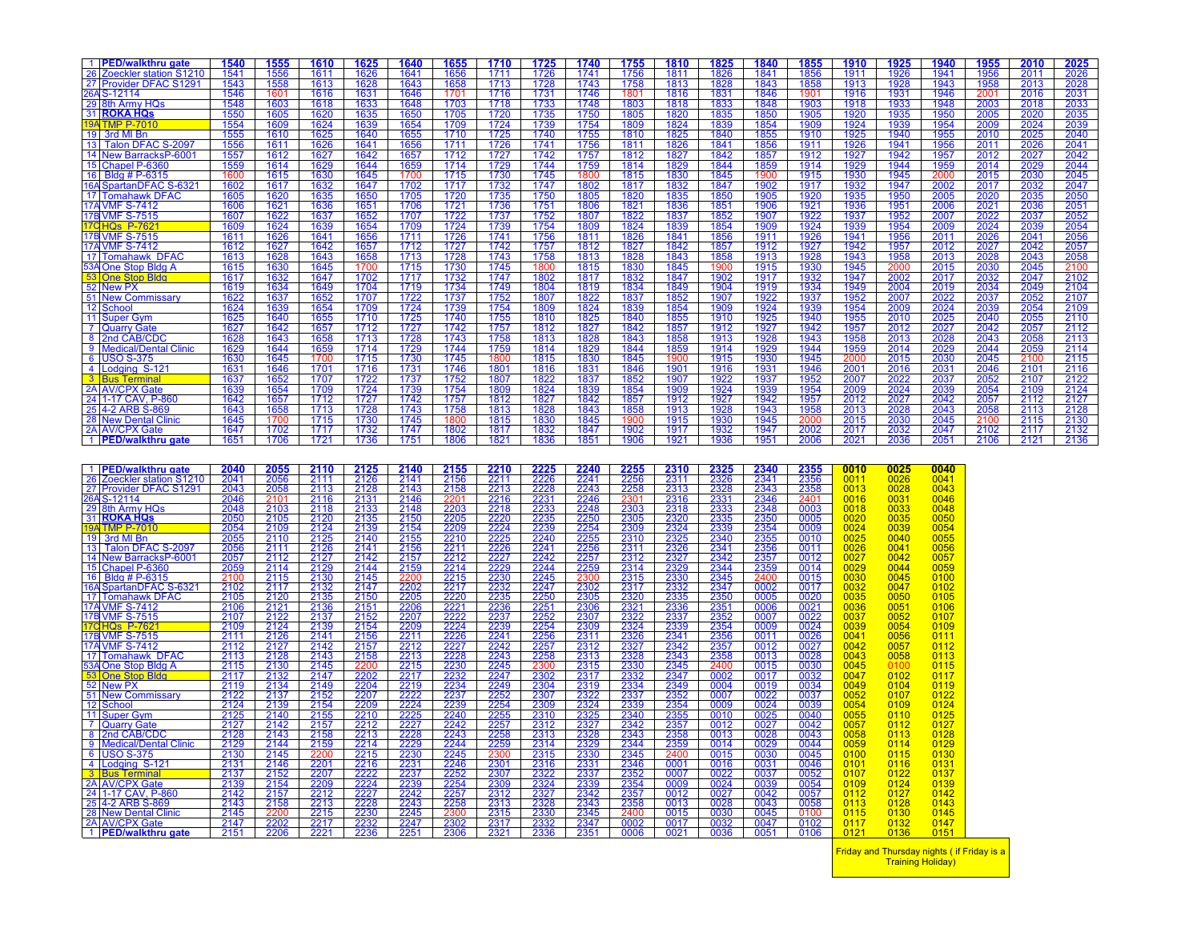| 1 | PED/walkthru gate | 1540 | 1555 | 1610 | 1625 | 1640 | 1655 | 1710 | 1725 | 1740 | 1755 | 1810 | 1825 | 1840 | 1855 | 1910 | 1925 | 1940 | 1955 | 2010 | 2025 |
|---|---|---|---|---|---|---|---|---|---|---|---|---|---|---|---|---|---|---|---|---|---|
| 26 | Zoeckler station S1210 | 1541 | 1556 | 1611 | 1626 | 1641 | 1656 | 1711 | 1726 | 1741 | 1756 | 1811 | 1826 | 1841 | 1856 | 1911 | 1926 | 1941 | 1956 | 2011 | 2026 |
| 27 | Provider DFAC S1291 | 1543 | 1558 | 1613 | 1628 | 1643 | 1658 | 1713 | 1728 | 1743 | 1758 | 1813 | 1828 | 1843 | 1858 | 1913 | 1928 | 1943 | 1958 | 2013 | 2028 |
| 26A | S-12114 | 1546 | 1601 | 1616 | 1631 | 1646 | 1701 | 1716 | 1731 | 1746 | 1801 | 1816 | 1831 | 1846 | 1901 | 1916 | 1931 | 1946 | 2001 | 2016 | 2031 |
| 29 | 8th Army HQs | 1548 | 1603 | 1618 | 1633 | 1648 | 1703 | 1718 | 1733 | 1748 | 1803 | 1818 | 1833 | 1848 | 1903 | 1918 | 1933 | 1948 | 2003 | 2018 | 2033 |
| 31 | ROKA HQs | 1550 | 1605 | 1620 | 1635 | 1650 | 1705 | 1720 | 1735 | 1750 | 1805 | 1820 | 1835 | 1850 | 1905 | 1920 | 1935 | 1950 | 2005 | 2020 | 2035 |
| 19A | TMP P-7010 | 1554 | 1609 | 1624 | 1639 | 1654 | 1709 | 1724 | 1739 | 1754 | 1809 | 1824 | 1839 | 1854 | 1909 | 1924 | 1939 | 1954 | 2009 | 2024 | 2039 |
| 19 | 3rd MI Bn | 1555 | 1610 | 1625 | 1640 | 1655 | 1710 | 1725 | 1740 | 1755 | 1810 | 1825 | 1840 | 1855 | 1910 | 1925 | 1940 | 1955 | 2010 | 2025 | 2040 |
| 13 | Talon DFAC S-2097 | 1556 | 1611 | 1626 | 1641 | 1656 | 1711 | 1726 | 1741 | 1756 | 1811 | 1826 | 1841 | 1856 | 1911 | 1926 | 1941 | 1956 | 2011 | 2026 | 2041 |
| 14 | New BarracksP-6001 | 1557 | 1612 | 1627 | 1642 | 1657 | 1712 | 1727 | 1742 | 1757 | 1812 | 1827 | 1842 | 1857 | 1912 | 1927 | 1942 | 1957 | 2012 | 2027 | 2042 |
| 15 | Chapel P-6360 | 1559 | 1614 | 1629 | 1644 | 1659 | 1714 | 1729 | 1744 | 1759 | 1814 | 1829 | 1844 | 1859 | 1914 | 1929 | 1944 | 1959 | 2014 | 2029 | 2044 |
| 16 | Bldg # P-6315 | 1600 | 1615 | 1630 | 1645 | 1700 | 1715 | 1730 | 1745 | 1800 | 1815 | 1830 | 1845 | 1900 | 1915 | 1930 | 1945 | 2000 | 2015 | 2030 | 2045 |
| 16A | SpartanDFAC S-6321 | 1602 | 1617 | 1632 | 1647 | 1702 | 1717 | 1732 | 1747 | 1802 | 1817 | 1832 | 1847 | 1902 | 1917 | 1932 | 1947 | 2002 | 2017 | 2032 | 2047 |
| 17 | Tomahawk DFAC | 1605 | 1620 | 1635 | 1650 | 1705 | 1720 | 1735 | 1750 | 1805 | 1820 | 1835 | 1850 | 1905 | 1920 | 1935 | 1950 | 2005 | 2020 | 2035 | 2050 |
| 17A | VMF S-7412 | 1606 | 1621 | 1636 | 1651 | 1706 | 1721 | 1736 | 1751 | 1806 | 1821 | 1836 | 1851 | 1906 | 1921 | 1936 | 1951 | 2006 | 2021 | 2036 | 2051 |
| 17B | VMF S-7515 | 1607 | 1622 | 1637 | 1652 | 1707 | 1722 | 1737 | 1752 | 1807 | 1822 | 1837 | 1852 | 1907 | 1922 | 1937 | 1952 | 2007 | 2022 | 2037 | 2052 |
| 17C | HQs P-7621 | 1609 | 1624 | 1639 | 1654 | 1709 | 1724 | 1739 | 1754 | 1809 | 1824 | 1839 | 1854 | 1909 | 1924 | 1939 | 1954 | 2009 | 2024 | 2039 | 2054 |
| 17B | VMF S-7515 | 1611 | 1626 | 1641 | 1656 | 1711 | 1726 | 1741 | 1756 | 1811 | 1826 | 1841 | 1856 | 1911 | 1926 | 1941 | 1956 | 2011 | 2026 | 2041 | 2056 |
| 17A | VMF S-7412 | 1612 | 1627 | 1642 | 1657 | 1712 | 1727 | 1742 | 1757 | 1812 | 1827 | 1842 | 1857 | 1912 | 1927 | 1942 | 1957 | 2012 | 2027 | 2042 | 2057 |
| 17 | Tomahawk DFAC | 1613 | 1628 | 1643 | 1658 | 1713 | 1728 | 1743 | 1758 | 1813 | 1828 | 1843 | 1858 | 1913 | 1928 | 1943 | 1958 | 2013 | 2028 | 2043 | 2058 |
| 53A | One Stop Bldg A | 1615 | 1630 | 1645 | 1700 | 1715 | 1730 | 1745 | 1800 | 1815 | 1830 | 1845 | 1900 | 1915 | 1930 | 1945 | 2000 | 2015 | 2030 | 2045 | 2100 |
| 53 | One Stop Bldg | 1617 | 1632 | 1647 | 1702 | 1717 | 1732 | 1747 | 1802 | 1817 | 1832 | 1847 | 1902 | 1917 | 1932 | 1947 | 2002 | 2017 | 2032 | 2047 | 2102 |
| 52 | New PX | 1619 | 1634 | 1649 | 1704 | 1719 | 1734 | 1749 | 1804 | 1819 | 1834 | 1849 | 1904 | 1919 | 1934 | 1949 | 2004 | 2019 | 2034 | 2049 | 2104 |
| 51 | New Commissary | 1622 | 1637 | 1652 | 1707 | 1722 | 1737 | 1752 | 1807 | 1822 | 1837 | 1852 | 1907 | 1922 | 1937 | 1952 | 2007 | 2022 | 2037 | 2052 | 2107 |
| 12 | School | 1624 | 1639 | 1654 | 1709 | 1724 | 1739 | 1754 | 1809 | 1824 | 1839 | 1854 | 1909 | 1924 | 1939 | 1954 | 2009 | 2024 | 2039 | 2054 | 2109 |
| 11 | Super Gym | 1625 | 1640 | 1655 | 1710 | 1725 | 1740 | 1755 | 1810 | 1825 | 1840 | 1855 | 1910 | 1925 | 1940 | 1955 | 2010 | 2025 | 2040 | 2055 | 2110 |
| 7 | Quarry Gate | 1627 | 1642 | 1657 | 1712 | 1727 | 1742 | 1757 | 1812 | 1827 | 1842 | 1857 | 1912 | 1927 | 1942 | 1957 | 2012 | 2027 | 2042 | 2057 | 2112 |
| 8 | 2nd CAB/CDC | 1628 | 1643 | 1658 | 1713 | 1728 | 1743 | 1758 | 1813 | 1828 | 1843 | 1858 | 1913 | 1928 | 1943 | 1958 | 2013 | 2028 | 2043 | 2058 | 2113 |
| 9 | Medical/Dental Clinic | 1629 | 1644 | 1659 | 1714 | 1729 | 1744 | 1759 | 1814 | 1829 | 1844 | 1859 | 1914 | 1929 | 1944 | 1959 | 2014 | 2029 | 2044 | 2059 | 2114 |
| 6 | USO S-375 | 1630 | 1645 | 1700 | 1715 | 1730 | 1745 | 1800 | 1815 | 1830 | 1845 | 1900 | 1915 | 1930 | 1945 | 2000 | 2015 | 2030 | 2045 | 2100 | 2115 |
| 4 | Lodging S-121 | 1631 | 1646 | 1701 | 1716 | 1731 | 1746 | 1801 | 1816 | 1831 | 1846 | 1901 | 1916 | 1931 | 1946 | 2001 | 2016 | 2031 | 2046 | 2101 | 2116 |
| 3 | Bus Terminal | 1637 | 1652 | 1707 | 1722 | 1737 | 1752 | 1807 | 1822 | 1837 | 1852 | 1907 | 1922 | 1937 | 1952 | 2007 | 2022 | 2037 | 2052 | 2107 | 2122 |
| 2A | AV/CPX Gate | 1639 | 1654 | 1709 | 1724 | 1739 | 1754 | 1809 | 1824 | 1839 | 1854 | 1909 | 1924 | 1939 | 1954 | 2009 | 2024 | 2039 | 2054 | 2109 | 2124 |
| 24 | 1-17 CAV, P-860 | 1642 | 1657 | 1712 | 1727 | 1742 | 1757 | 1812 | 1827 | 1842 | 1857 | 1912 | 1927 | 1942 | 1957 | 2012 | 2027 | 2042 | 2057 | 2112 | 2127 |
| 25 | 4-2 ARB S-869 | 1643 | 1658 | 1713 | 1728 | 1743 | 1758 | 1813 | 1828 | 1843 | 1858 | 1913 | 1928 | 1943 | 1958 | 2013 | 2028 | 2043 | 2058 | 2113 | 2128 |
| 28 | New Dental Clinic | 1645 | 1700 | 1715 | 1730 | 1745 | 1800 | 1815 | 1830 | 1845 | 1900 | 1915 | 1930 | 1945 | 2000 | 2015 | 2030 | 2045 | 2100 | 2115 | 2130 |
| 2A | AV/CPX Gate | 1647 | 1702 | 1717 | 1732 | 1747 | 1802 | 1817 | 1832 | 1847 | 1902 | 1917 | 1932 | 1947 | 2002 | 2017 | 2032 | 2047 | 2102 | 2117 | 2132 |
| 1 | PED/walkthru gate | 1651 | 1706 | 1721 | 1736 | 1751 | 1806 | 1821 | 1836 | 1851 | 1906 | 1921 | 1936 | 1951 | 2006 | 2021 | 2036 | 2051 | 2106 | 2121 | 2136 |

| 1 | PED/walkthru gate | 2040 | 2055 | 2110 | 2125 | 2140 | 2155 | 2210 | 2225 | 2240 | 2255 | 2310 | 2325 | 2340 | 2355 | 0010 | 0025 | 0040 |
|---|---|---|---|---|---|---|---|---|---|---|---|---|---|---|---|---|---|---|
| 26 | Zoeckler station S1210 | 2041 | 2056 | 2111 | 2126 | 2141 | 2156 | 2211 | 2226 | 2241 | 2256 | 2311 | 2326 | 2341 | 2356 | 0011 | 0026 | 0041 |
| 27 | Provider DFAC S1291 | 2043 | 2058 | 2113 | 2128 | 2143 | 2158 | 2213 | 2228 | 2243 | 2258 | 2313 | 2328 | 2343 | 2358 | 0013 | 0028 | 0043 |
| 26A | S-12114 | 2046 | 2101 | 2116 | 2131 | 2146 | 2201 | 2216 | 2231 | 2246 | 2301 | 2316 | 2331 | 2346 | 2401 | 0016 | 0031 | 0046 |
| 29 | 8th Army HQs | 2048 | 2103 | 2118 | 2133 | 2148 | 2203 | 2218 | 2233 | 2248 | 2303 | 2318 | 2333 | 2348 | 0003 | 0018 | 0033 | 0048 |
| 31 | ROKA HQs | 2050 | 2105 | 2120 | 2135 | 2150 | 2205 | 2220 | 2235 | 2250 | 2305 | 2320 | 2335 | 2350 | 0005 | 0020 | 0035 | 0050 |
| 19A | TMP P-7010 | 2054 | 2109 | 2124 | 2139 | 2154 | 2209 | 2224 | 2239 | 2254 | 2309 | 2324 | 2339 | 2354 | 0009 | 0024 | 0039 | 0054 |
| 19 | 3rd MI Bn | 2055 | 2110 | 2125 | 2140 | 2155 | 2210 | 2225 | 2240 | 2255 | 2310 | 2325 | 2340 | 2355 | 0010 | 0025 | 0040 | 0055 |
| 13 | Talon DFAC S-2097 | 2056 | 2111 | 2126 | 2141 | 2156 | 2211 | 2226 | 2241 | 2256 | 2311 | 2326 | 2341 | 2356 | 0011 | 0026 | 0041 | 0056 |
| 14 | New BarracksP-6001 | 2057 | 2112 | 2127 | 2142 | 2157 | 2212 | 2227 | 2242 | 2257 | 2312 | 2327 | 2342 | 2357 | 0012 | 0027 | 0042 | 0057 |
| 15 | Chapel P-6360 | 2059 | 2114 | 2129 | 2144 | 2159 | 2214 | 2229 | 2244 | 2259 | 2314 | 2329 | 2344 | 2359 | 0014 | 0029 | 0044 | 0059 |
| 16 | Bldg # P-6315 | 2100 | 2115 | 2130 | 2145 | 2200 | 2215 | 2230 | 2245 | 2300 | 2315 | 2330 | 2345 | 2400 | 0015 | 0030 | 0045 | 0100 |
| 16A | SpartanDFAC S-6321 | 2102 | 2117 | 2132 | 2147 | 2202 | 2217 | 2232 | 2247 | 2302 | 2317 | 2332 | 2347 | 0002 | 0017 | 0032 | 0047 | 0102 |
| 17 | Tomahawk DFAC | 2105 | 2120 | 2135 | 2150 | 2205 | 2220 | 2235 | 2250 | 2305 | 2320 | 2335 | 2350 | 0005 | 0020 | 0035 | 0050 | 0105 |
| 17A | VMF S-7412 | 2106 | 2121 | 2136 | 2151 | 2206 | 2221 | 2236 | 2251 | 2306 | 2321 | 2336 | 2351 | 0006 | 0021 | 0036 | 0051 | 0106 |
| 17B | VMF S-7515 | 2107 | 2122 | 2137 | 2152 | 2207 | 2222 | 2237 | 2252 | 2307 | 2322 | 2337 | 2352 | 0007 | 0022 | 0037 | 0052 | 0107 |
| 17C | HQs P-7621 | 2109 | 2124 | 2139 | 2154 | 2209 | 2224 | 2239 | 2254 | 2309 | 2324 | 2339 | 2354 | 0009 | 0024 | 0039 | 0054 | 0109 |
| 17B | VMF S-7515 | 2111 | 2126 | 2141 | 2156 | 2211 | 2226 | 2241 | 2256 | 2311 | 2326 | 2341 | 2356 | 0011 | 0026 | 0041 | 0056 | 0111 |
| 17A | VMF S-7412 | 2112 | 2127 | 2142 | 2157 | 2212 | 2227 | 2242 | 2257 | 2312 | 2327 | 2342 | 2357 | 0012 | 0027 | 0042 | 0057 | 0112 |
| 17 | Tomahawk DFAC | 2113 | 2128 | 2143 | 2158 | 2213 | 2228 | 2243 | 2258 | 2313 | 2328 | 2343 | 2358 | 0013 | 0028 | 0043 | 0058 | 0113 |
| 53A | One Stop Bldg A | 2115 | 2130 | 2145 | 2200 | 2215 | 2230 | 2245 | 2300 | 2315 | 2330 | 2345 | 2400 | 0015 | 0030 | 0045 | 0100 | 0115 |
| 53 | One Stop Bldg | 2117 | 2132 | 2147 | 2202 | 2217 | 2232 | 2247 | 2302 | 2317 | 2332 | 2347 | 0002 | 0017 | 0032 | 0047 | 0102 | 0117 |
| 52 | New PX | 2119 | 2134 | 2149 | 2204 | 2219 | 2234 | 2249 | 2304 | 2319 | 2334 | 2349 | 0004 | 0019 | 0034 | 0049 | 0104 | 0119 |
| 51 | New Commissary | 2122 | 2137 | 2152 | 2207 | 2222 | 2237 | 2252 | 2307 | 2322 | 2337 | 2352 | 0007 | 0022 | 0037 | 0052 | 0107 | 0122 |
| 12 | School | 2124 | 2139 | 2154 | 2209 | 2224 | 2239 | 2254 | 2309 | 2324 | 2339 | 2354 | 0009 | 0024 | 0039 | 0054 | 0109 | 0124 |
| 11 | Super Gym | 2125 | 2140 | 2155 | 2210 | 2225 | 2240 | 2255 | 2310 | 2325 | 2340 | 2355 | 0010 | 0025 | 0040 | 0055 | 0110 | 0125 |
| 7 | Quarry Gate | 2127 | 2142 | 2157 | 2212 | 2227 | 2242 | 2257 | 2312 | 2327 | 2342 | 2357 | 0012 | 0027 | 0042 | 0057 | 0112 | 0127 |
| 8 | 2nd CAB/CDC | 2128 | 2143 | 2158 | 2213 | 2228 | 2243 | 2258 | 2313 | 2328 | 2343 | 2358 | 0013 | 0028 | 0043 | 0058 | 0113 | 0128 |
| 9 | Medical/Dental Clinic | 2129 | 2144 | 2159 | 2214 | 2229 | 2244 | 2259 | 2314 | 2329 | 2344 | 2359 | 0014 | 0029 | 0044 | 0059 | 0114 | 0129 |
| 6 | USO S-375 | 2130 | 2145 | 2200 | 2215 | 2230 | 2245 | 2300 | 2315 | 2330 | 2345 | 2400 | 0015 | 0030 | 0045 | 0100 | 0115 | 0130 |
| 4 | Lodging S-121 | 2131 | 2146 | 2201 | 2216 | 2231 | 2246 | 2301 | 2316 | 2331 | 2346 | 0001 | 0016 | 0031 | 0046 | 0101 | 0116 | 0131 |
| 3 | Bus Terminal | 2137 | 2152 | 2207 | 2222 | 2237 | 2252 | 2307 | 2322 | 2337 | 2352 | 0007 | 0022 | 0037 | 0052 | 0107 | 0122 | 0137 |
| 2A | AV/CPX Gate | 2139 | 2154 | 2209 | 2224 | 2239 | 2254 | 2309 | 2324 | 2339 | 2354 | 0009 | 0024 | 0039 | 0054 | 0109 | 0124 | 0139 |
| 24 | 1-17 CAV, P-860 | 2142 | 2157 | 2212 | 2227 | 2242 | 2257 | 2312 | 2327 | 2342 | 2357 | 0012 | 0027 | 0042 | 0057 | 0112 | 0127 | 0142 |
| 25 | 4-2 ARB S-869 | 2143 | 2158 | 2213 | 2228 | 2243 | 2258 | 2313 | 2328 | 2343 | 2358 | 0013 | 0028 | 0043 | 0058 | 0113 | 0128 | 0143 |
| 28 | New Dental Clinic | 2145 | 2200 | 2215 | 2230 | 2245 | 2300 | 2315 | 2330 | 2345 | 2400 | 0015 | 0030 | 0045 | 0100 | 0115 | 0130 | 0145 |
| 2A | AV/CPX Gate | 2147 | 2202 | 2217 | 2232 | 2247 | 2302 | 2317 | 2332 | 2347 | 0002 | 0017 | 0032 | 0047 | 0102 | 0117 | 0132 | 0147 |
| 1 | PED/walkthru gate | 2151 | 2206 | 2221 | 2236 | 2251 | 2306 | 2321 | 2336 | 2351 | 0006 | 0021 | 0036 | 0051 | 0106 | 0121 | 0136 | 0151 |

Friday and Thursday nights ( if Friday is a Training Holiday)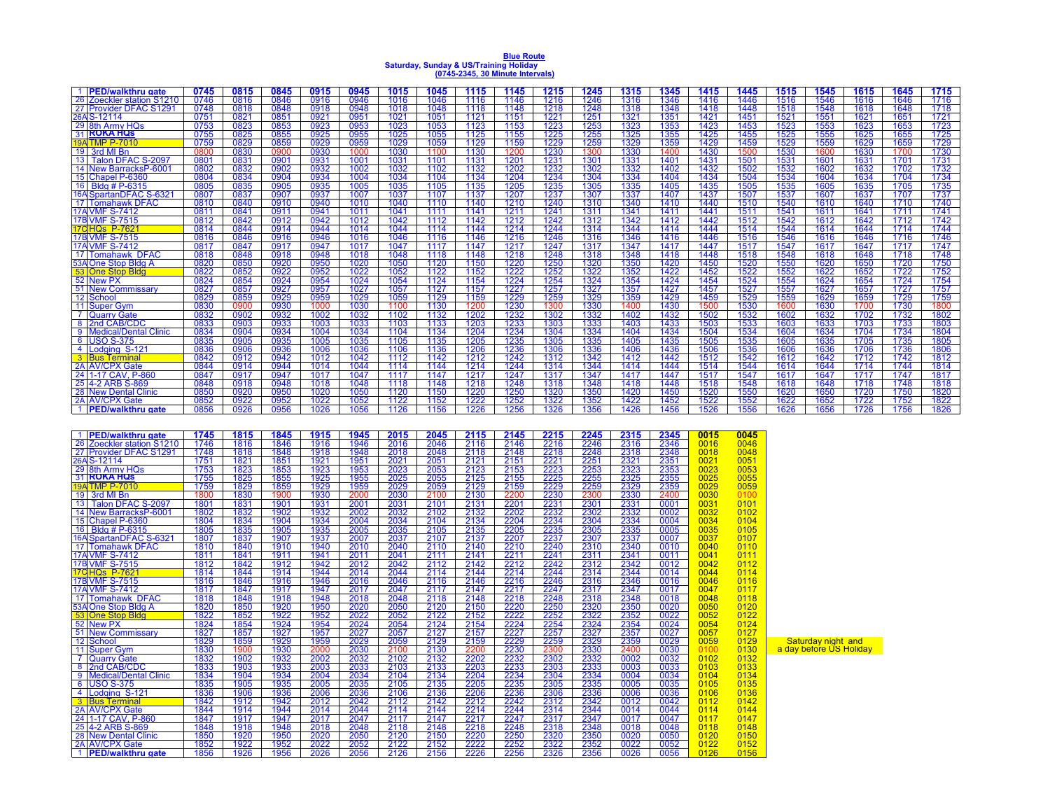**Blue Route**
**Saturday, Sunday & US/Training Holiday**
**(0745-2345, 30 Minute Intervals)**

| | | | | | | | | | | | | | | | | | | | | | |
|---|---|---|---|---|---|---|---|---|---|---|---|---|---|---|---|---|---|---|---|---|---|
| 1 | PED/walkthru gate | 0745 | 0815 | 0845 | 0915 | 0945 | 1015 | 1045 | 1115 | 1145 | 1215 | 1245 | 1315 | 1345 | 1415 | 1445 | 1515 | 1545 | 1615 | 1645 | 1715 |
| 26 | Zoeckler station S1210 | 0746 | 0816 | 0846 | 0916 | 0946 | 1016 | 1046 | 1116 | 1146 | 1216 | 1246 | 1316 | 1346 | 1416 | 1446 | 1516 | 1546 | 1616 | 1646 | 1716 |
| 27 | Provider DFAC S1291 | 0748 | 0818 | 0848 | 0918 | 0948 | 1018 | 1048 | 1118 | 1148 | 1218 | 1248 | 1318 | 1348 | 1418 | 1448 | 1518 | 1548 | 1618 | 1648 | 1718 |
| 26A | S-12114 | 0751 | 0821 | 0851 | 0921 | 0951 | 1021 | 1051 | 1121 | 1151 | 1221 | 1251 | 1321 | 1351 | 1421 | 1451 | 1521 | 1551 | 1621 | 1651 | 1721 |
| 29 | 8th Army HQs | 0753 | 0823 | 0853 | 0923 | 0953 | 1023 | 1053 | 1123 | 1153 | 1223 | 1253 | 1323 | 1353 | 1423 | 1453 | 1523 | 1553 | 1623 | 1653 | 1723 |
| 31 | ROKA HQs | 0755 | 0825 | 0855 | 0925 | 0955 | 1025 | 1055 | 1125 | 1155 | 1225 | 1255 | 1325 | 1355 | 1425 | 1455 | 1525 | 1555 | 1625 | 1655 | 1725 |
| 19A | TMP P-7010 | 0759 | 0829 | 0859 | 0929 | 0959 | 1029 | 1059 | 1129 | 1159 | 1229 | 1259 | 1329 | 1359 | 1429 | 1459 | 1529 | 1559 | 1629 | 1659 | 1729 |
| 19 | 3rd MI Bn | 0800 | 0830 | 0900 | 0930 | 1000 | 1030 | 1100 | 1130 | 1200 | 1230 | 1300 | 1330 | 1400 | 1430 | 1500 | 1530 | 1600 | 1630 | 1700 | 1730 |
| 13 | Talon DFAC S-2097 | 0801 | 0831 | 0901 | 0931 | 1001 | 1031 | 1101 | 1131 | 1201 | 1231 | 1301 | 1331 | 1401 | 1431 | 1501 | 1531 | 1601 | 1631 | 1701 | 1731 |
| 14 | New BarracksP-6001 | 0802 | 0832 | 0902 | 0932 | 1002 | 1032 | 1102 | 1132 | 1202 | 1232 | 1302 | 1332 | 1402 | 1432 | 1502 | 1532 | 1602 | 1632 | 1702 | 1732 |
| 15 | Chapel P-6360 | 0804 | 0834 | 0904 | 0934 | 1004 | 1034 | 1104 | 1134 | 1204 | 1234 | 1304 | 1334 | 1404 | 1434 | 1504 | 1534 | 1604 | 1634 | 1704 | 1734 |
| 16 | Bldg # P-6315 | 0805 | 0835 | 0905 | 0935 | 1005 | 1035 | 1105 | 1135 | 1205 | 1235 | 1305 | 1335 | 1405 | 1435 | 1505 | 1535 | 1605 | 1635 | 1705 | 1735 |
| 16A | SpartanDFAC S-6321 | 0807 | 0837 | 0907 | 0937 | 1007 | 1037 | 1107 | 1137 | 1207 | 1237 | 1307 | 1337 | 1407 | 1437 | 1507 | 1537 | 1607 | 1637 | 1707 | 1737 |
| 17 | Tomahawk DFAC | 0810 | 0840 | 0910 | 0940 | 1010 | 1040 | 1110 | 1140 | 1210 | 1240 | 1310 | 1340 | 1410 | 1440 | 1510 | 1540 | 1610 | 1640 | 1710 | 1740 |
| 17A | VMF S-7412 | 0811 | 0841 | 0911 | 0941 | 1011 | 1041 | 1111 | 1141 | 1211 | 1241 | 1311 | 1341 | 1411 | 1441 | 1511 | 1541 | 1611 | 1641 | 1711 | 1741 |
| 17B | VMF S-7515 | 0812 | 0842 | 0912 | 0942 | 1012 | 1042 | 1112 | 1142 | 1212 | 1242 | 1312 | 1342 | 1412 | 1442 | 1512 | 1542 | 1612 | 1642 | 1712 | 1742 |
| 17C | HQs P-7621 | 0814 | 0844 | 0914 | 0944 | 1014 | 1044 | 1114 | 1144 | 1214 | 1244 | 1314 | 1344 | 1414 | 1444 | 1514 | 1544 | 1614 | 1644 | 1714 | 1744 |
| 17B | VMF S-7515 | 0816 | 0846 | 0916 | 0946 | 1016 | 1046 | 1116 | 1146 | 1216 | 1246 | 1316 | 1346 | 1416 | 1446 | 1516 | 1546 | 1616 | 1646 | 1716 | 1746 |
| 17A | VMF S-7412 | 0817 | 0847 | 0917 | 0947 | 1017 | 1047 | 1117 | 1147 | 1217 | 1247 | 1317 | 1347 | 1417 | 1447 | 1517 | 1547 | 1617 | 1647 | 1717 | 1747 |
| 17 | Tomahawk DFAC | 0818 | 0848 | 0918 | 0948 | 1018 | 1048 | 1118 | 1148 | 1218 | 1248 | 1318 | 1348 | 1418 | 1448 | 1518 | 1548 | 1618 | 1648 | 1718 | 1748 |
| 53A | One Stop Bldg A | 0820 | 0850 | 0920 | 0950 | 1020 | 1050 | 1120 | 1150 | 1220 | 1250 | 1320 | 1350 | 1420 | 1450 | 1520 | 1550 | 1620 | 1650 | 1720 | 1750 |
| 53 | One Stop Bldg | 0822 | 0852 | 0922 | 0952 | 1022 | 1052 | 1122 | 1152 | 1222 | 1252 | 1322 | 1352 | 1422 | 1452 | 1522 | 1552 | 1622 | 1652 | 1722 | 1752 |
| 52 | New PX | 0824 | 0854 | 0924 | 0954 | 1024 | 1054 | 1124 | 1154 | 1224 | 1254 | 1324 | 1354 | 1424 | 1454 | 1524 | 1554 | 1624 | 1654 | 1724 | 1754 |
| 51 | New Commissary | 0827 | 0857 | 0927 | 0957 | 1027 | 1057 | 1127 | 1157 | 1227 | 1257 | 1327 | 1357 | 1427 | 1457 | 1527 | 1557 | 1627 | 1657 | 1727 | 1757 |
| 12 | School | 0829 | 0859 | 0929 | 0959 | 1029 | 1059 | 1129 | 1159 | 1229 | 1259 | 1329 | 1359 | 1429 | 1459 | 1529 | 1559 | 1629 | 1659 | 1729 | 1759 |
| 11 | Super Gym | 0830 | 0900 | 0930 | 1000 | 1030 | 1100 | 1130 | 1200 | 1230 | 1300 | 1330 | 1400 | 1430 | 1500 | 1530 | 1600 | 1630 | 1700 | 1730 | 1800 |
| 7 | Quarry Gate | 0832 | 0902 | 0932 | 1002 | 1032 | 1102 | 1132 | 1202 | 1232 | 1302 | 1332 | 1402 | 1432 | 1502 | 1532 | 1602 | 1632 | 1702 | 1732 | 1802 |
| 8 | 2nd CAB/CDC | 0833 | 0903 | 0933 | 1003 | 1033 | 1103 | 1133 | 1203 | 1233 | 1303 | 1333 | 1403 | 1433 | 1503 | 1533 | 1603 | 1633 | 1703 | 1733 | 1803 |
| 9 | Medical/Dental Clinic | 0834 | 0904 | 0934 | 1004 | 1034 | 1104 | 1134 | 1204 | 1234 | 1304 | 1334 | 1404 | 1434 | 1504 | 1534 | 1604 | 1634 | 1704 | 1734 | 1804 |
| 6 | USO S-375 | 0835 | 0905 | 0935 | 1005 | 1035 | 1105 | 1135 | 1205 | 1235 | 1305 | 1335 | 1405 | 1435 | 1505 | 1535 | 1605 | 1635 | 1705 | 1735 | 1805 |
| 4 | Lodging S-121 | 0836 | 0906 | 0936 | 1006 | 1036 | 1106 | 1136 | 1206 | 1236 | 1306 | 1336 | 1406 | 1436 | 1506 | 1536 | 1606 | 1636 | 1706 | 1736 | 1806 |
| 3 | Bus Terminal | 0842 | 0912 | 0942 | 1012 | 1042 | 1112 | 1142 | 1212 | 1242 | 1312 | 1342 | 1412 | 1442 | 1512 | 1542 | 1612 | 1642 | 1712 | 1742 | 1812 |
| 2A | AV/CPX Gate | 0844 | 0914 | 0944 | 1014 | 1044 | 1114 | 1144 | 1214 | 1244 | 1314 | 1344 | 1414 | 1444 | 1514 | 1544 | 1614 | 1644 | 1714 | 1744 | 1814 |
| 24 | 1-17 CAV, P-860 | 0847 | 0917 | 0947 | 1017 | 1047 | 1117 | 1147 | 1217 | 1247 | 1317 | 1347 | 1417 | 1447 | 1517 | 1547 | 1617 | 1647 | 1717 | 1747 | 1817 |
| 25 | 4-2 ARB S-869 | 0848 | 0918 | 0948 | 1018 | 1048 | 1118 | 1148 | 1218 | 1248 | 1318 | 1348 | 1418 | 1448 | 1518 | 1548 | 1618 | 1648 | 1718 | 1748 | 1818 |
| 28 | New Dental Clinic | 0850 | 0920 | 0950 | 1020 | 1050 | 1120 | 1150 | 1220 | 1250 | 1320 | 1350 | 1420 | 1450 | 1520 | 1550 | 1620 | 1650 | 1720 | 1750 | 1820 |
| 2A | AV/CPX Gate | 0852 | 0922 | 0952 | 1022 | 1052 | 1122 | 1152 | 1222 | 1252 | 1322 | 1352 | 1422 | 1452 | 1522 | 1552 | 1622 | 1652 | 1722 | 1752 | 1822 |
| 1 | PED/walkthru gate | 0856 | 0926 | 0956 | 1026 | 1056 | 1126 | 1156 | 1226 | 1256 | 1326 | 1356 | 1426 | 1456 | 1526 | 1556 | 1626 | 1656 | 1726 | 1756 | 1826 |

| | | | | | | | | | | | | | | | | |
|---|---|---|---|---|---|---|---|---|---|---|---|---|---|---|---|---|
| 1 | PED/walkthru gate | 1745 | 1815 | 1845 | 1915 | 1945 | 2015 | 2045 | 2115 | 2145 | 2215 | 2245 | 2315 | 2345 | 0015 | 0045 |
| 26 | Zoeckler station S1210 | 1746 | 1816 | 1846 | 1916 | 1946 | 2016 | 2046 | 2116 | 2146 | 2216 | 2246 | 2316 | 2346 | 0016 | 0046 |
| 27 | Provider DFAC S1291 | 1748 | 1818 | 1848 | 1918 | 1948 | 2018 | 2048 | 2118 | 2148 | 2218 | 2248 | 2318 | 2348 | 0018 | 0048 |
| 26A | S-12114 | 1751 | 1821 | 1851 | 1921 | 1951 | 2021 | 2051 | 2121 | 2151 | 2221 | 2251 | 2321 | 2351 | 0021 | 0051 |
| 29 | 8th Army HQs | 1753 | 1823 | 1853 | 1923 | 1953 | 2023 | 2053 | 2123 | 2153 | 2223 | 2253 | 2323 | 2353 | 0023 | 0053 |
| 31 | ROKA HQs | 1755 | 1825 | 1855 | 1925 | 1955 | 2025 | 2055 | 2125 | 2155 | 2225 | 2255 | 2325 | 2355 | 0025 | 0055 |
| 19A | TMP P-7010 | 1759 | 1829 | 1859 | 1929 | 1959 | 2029 | 2059 | 2129 | 2159 | 2229 | 2259 | 2329 | 2359 | 0029 | 0059 |
| 19 | 3rd MI Bn | 1800 | 1830 | 1900 | 1930 | 2000 | 2030 | 2100 | 2130 | 2200 | 2230 | 2300 | 2330 | 2400 | 0030 | 0100 |
| 13 | Talon DFAC S-2097 | 1801 | 1831 | 1901 | 1931 | 2001 | 2031 | 2101 | 2131 | 2201 | 2231 | 2301 | 2331 | 0001 | 0031 | 0101 |
| 14 | New BarracksP-6001 | 1802 | 1832 | 1902 | 1932 | 2002 | 2032 | 2102 | 2132 | 2202 | 2232 | 2302 | 2332 | 0002 | 0032 | 0102 |
| 15 | Chapel P-6360 | 1804 | 1834 | 1904 | 1934 | 2004 | 2034 | 2104 | 2134 | 2204 | 2234 | 2304 | 2334 | 0004 | 0034 | 0104 |
| 16 | Bldg # P-6315 | 1805 | 1835 | 1905 | 1935 | 2005 | 2035 | 2105 | 2135 | 2205 | 2235 | 2305 | 2335 | 0005 | 0035 | 0105 |
| 16A | SpartanDFAC S-6321 | 1807 | 1837 | 1907 | 1937 | 2007 | 2037 | 2107 | 2137 | 2207 | 2237 | 2307 | 2337 | 0007 | 0037 | 0107 |
| 17 | Tomahawk DFAC | 1810 | 1840 | 1910 | 1940 | 2010 | 2040 | 2110 | 2140 | 2210 | 2240 | 2310 | 2340 | 0010 | 0040 | 0110 |
| 17A | VMF S-7412 | 1811 | 1841 | 1911 | 1941 | 2011 | 2041 | 2111 | 2141 | 2211 | 2241 | 2311 | 2341 | 0011 | 0041 | 0111 |
| 17B | VMF S-7515 | 1812 | 1842 | 1912 | 1942 | 2012 | 2042 | 2112 | 2142 | 2212 | 2242 | 2312 | 2342 | 0012 | 0042 | 0112 |
| 17C | HQs P-7621 | 1814 | 1844 | 1914 | 1944 | 2014 | 2044 | 2114 | 2144 | 2214 | 2244 | 2314 | 2344 | 0014 | 0044 | 0114 |
| 17B | VMF S-7515 | 1816 | 1846 | 1916 | 1946 | 2016 | 2046 | 2116 | 2146 | 2216 | 2246 | 2316 | 2346 | 0016 | 0046 | 0116 |
| 17A | VMF S-7412 | 1817 | 1847 | 1917 | 1947 | 2017 | 2047 | 2117 | 2147 | 2217 | 2247 | 2317 | 2347 | 0017 | 0047 | 0117 |
| 17 | Tomahawk DFAC | 1818 | 1848 | 1918 | 1948 | 2018 | 2048 | 2118 | 2148 | 2218 | 2248 | 2318 | 2348 | 0018 | 0048 | 0118 |
| 53A | One Stop Bldg A | 1820 | 1850 | 1920 | 1950 | 2020 | 2050 | 2120 | 2150 | 2220 | 2250 | 2320 | 2350 | 0020 | 0050 | 0120 |
| 53 | One Stop Bldg | 1822 | 1852 | 1922 | 1952 | 2022 | 2052 | 2122 | 2152 | 2222 | 2252 | 2322 | 2352 | 0022 | 0052 | 0122 |
| 52 | New PX | 1824 | 1854 | 1924 | 1954 | 2024 | 2054 | 2124 | 2154 | 2224 | 2254 | 2324 | 2354 | 0024 | 0054 | 0124 |
| 51 | New Commissary | 1827 | 1857 | 1927 | 1957 | 2027 | 2057 | 2127 | 2157 | 2227 | 2257 | 2327 | 2357 | 0027 | 0057 | 0127 |
| 12 | School | 1829 | 1859 | 1929 | 1959 | 2029 | 2059 | 2129 | 2159 | 2229 | 2259 | 2329 | 2359 | 0029 | 0059 | 0129 |
| 11 | Super Gym | 1830 | 1900 | 1930 | 2000 | 2030 | 2100 | 2130 | 2200 | 2230 | 2300 | 2330 | 2400 | 0030 | 0100 | 0130 |
| 7 | Quarry Gate | 1832 | 1902 | 1932 | 2002 | 2032 | 2102 | 2132 | 2202 | 2232 | 2302 | 2332 | 0002 | 0032 | 0102 | 0132 |
| 8 | 2nd CAB/CDC | 1833 | 1903 | 1933 | 2003 | 2033 | 2103 | 2133 | 2203 | 2233 | 2303 | 2333 | 0003 | 0033 | 0103 | 0133 |
| 9 | Medical/Dental Clinic | 1834 | 1904 | 1934 | 2004 | 2034 | 2104 | 2134 | 2204 | 2234 | 2304 | 2334 | 0004 | 0034 | 0104 | 0134 |
| 6 | USO S-375 | 1835 | 1905 | 1935 | 2005 | 2035 | 2105 | 2135 | 2205 | 2235 | 2305 | 2335 | 0005 | 0035 | 0105 | 0135 |
| 4 | Lodging S-121 | 1836 | 1906 | 1936 | 2006 | 2036 | 2106 | 2136 | 2206 | 2236 | 2306 | 2336 | 0006 | 0036 | 0106 | 0136 |
| 3 | Bus Terminal | 1842 | 1912 | 1942 | 2012 | 2042 | 2112 | 2142 | 2212 | 2242 | 2312 | 2342 | 0012 | 0042 | 0112 | 0142 |
| 2A | AV/CPX Gate | 1844 | 1914 | 1944 | 2014 | 2044 | 2114 | 2144 | 2214 | 2244 | 2314 | 2344 | 0014 | 0044 | 0114 | 0144 |
| 24 | 1-17 CAV, P-860 | 1847 | 1917 | 1947 | 2017 | 2047 | 2117 | 2147 | 2217 | 2247 | 2317 | 2347 | 0017 | 0047 | 0117 | 0147 |
| 25 | 4-2 ARB S-869 | 1848 | 1918 | 1948 | 2018 | 2048 | 2118 | 2148 | 2218 | 2248 | 2318 | 2348 | 0018 | 0048 | 0118 | 0148 |
| 28 | New Dental Clinic | 1850 | 1920 | 1950 | 2020 | 2050 | 2120 | 2150 | 2220 | 2250 | 2320 | 2350 | 0020 | 0050 | 0120 | 0150 |
| 2A | AV/CPX Gate | 1852 | 1922 | 1952 | 2022 | 2052 | 2122 | 2152 | 2222 | 2252 | 2322 | 2352 | 0022 | 0052 | 0122 | 0152 |
| 1 | PED/walkthru gate | 1856 | 1926 | 1956 | 2026 | 2056 | 2126 | 2156 | 2226 | 2256 | 2326 | 2356 | 0026 | 0056 | 0126 | 0156 |

Saturday night and a day before US Holiday